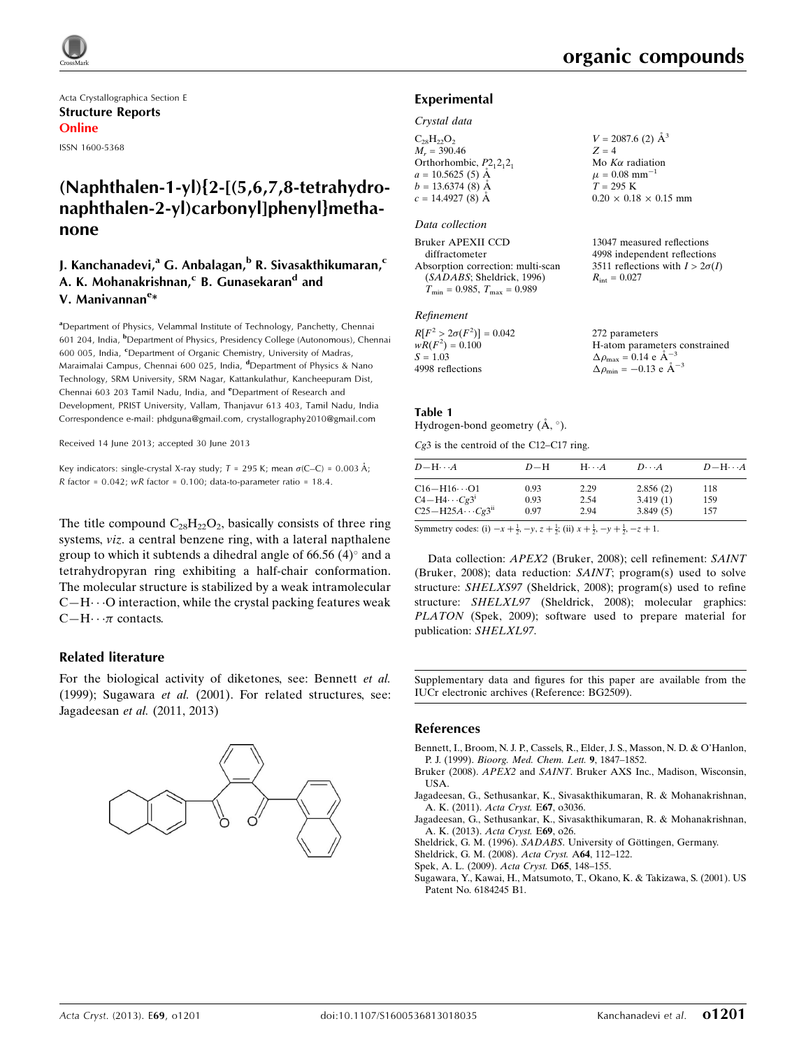Acta Crystallographica Section E

**Structure Reports Online**

ISSN 1600-5368

# (Naphthalen-1-yl){2-[(5,6,7,8-tetrahydronaphthalen-2-yl)carbonyl]phenyl}methanone

**J. Kanchanadevi,[a] G. Anbalagan,[b] R. Sivasakthikumaran,[c] A. K. Mohanakrishnan,[c] B. Gunasekaran[d] and V. Manivannan[e]***

[a]Department of Physics, Velammal Institute of Technology, Panchetty, Chennai 601 204, India, [b]Department of Physics, Presidency College (Autonomous), Chennai 600 005, India, [c]Department of Organic Chemistry, University of Madras, Maraimalai Campus, Chennai 600 025, India, [d]Department of Physics & Nano Technology, SRM University, SRM Nagar, Kattankulathur, Kancheepuram Dist, Chennai 603 203 Tamil Nadu, India, and [e]Department of Research and Development, PRIST University, Vallam, Thanjavur 613 403, Tamil Nadu, India

Correspondence e-mail: phdguna@gmail.com, crystallography2010@gmail.com

Received 14 June 2013; accepted 30 June 2013

Key indicators: single-crystal X-ray study; $T = 295$ K; mean $\sigma$(C–C) = 0.003 Å; $R$ factor = 0.042; $wR$ factor = 0.100; data-to-parameter ratio = 18.4.

The title compound $C_{28}H_{22}O_2$, basically consists of three ring systems, *viz*. a central benzene ring, with a lateral napthalene group to which it subtends a dihedral angle of 66.56 (4)° and a tetrahydropyran ring exhibiting a half-chair conformation. The molecular structure is stabilized by a weak intramolecular C—H⋯O interaction, while the crystal packing features weak C—H⋯π contacts.

## Related literature

For the biological activity of diketones, see: Bennett *et al.* (1999); Sugawara *et al.* (2001). For related structures, see: Jagadeesan *et al.* (2011, 2013)

## Experimental

### Crystal data

$C_{28}H_{22}O_2$
$M_r = 390.46$
Orthorhombic, $P2_12_12_1$
$a = 10.5625$ (5) Å
$b = 13.6374$ (8) Å
$c = 14.4927$ (8) Å
$V = 2087.6$ (2) Å$^3$
$Z = 4$
Mo $K\alpha$ radiation
$\mu = 0.08$ mm$^{-1}$
$T = 295$ K
$0.20 \times 0.18 \times 0.15$ mm

### Data collection

Bruker APEXII CCD diffractometer
Absorption correction: multi-scan (*SADABS*; Sheldrick, 1996)
$T_{min} = 0.985$, $T_{max} = 0.989$
13047 measured reflections
4998 independent reflections
3511 reflections with $I > 2\sigma(I)$
$R_{int} = 0.027$

### Refinement

$R[F^2 > 2\sigma(F^2)] = 0.042$
$wR(F^2) = 0.100$
$S = 1.03$
4998 reflections
272 parameters
H-atom parameters constrained
$\Delta\rho_{max} = 0.14$ e Å$^{-3}$
$\Delta\rho_{min} = -0.13$ e Å$^{-3}$

**Table 1**
Hydrogen-bond geometry (Å, °).

*Cg*3 is the centroid of the C12–C17 ring.

| $D$—H⋯$A$ | $D$—H | H⋯$A$ | $D$⋯$A$ | $D$—H⋯$A$ |
|---|---|---|---|---|
| C16—H16⋯O1 | 0.93 | 2.29 | 2.856 (2) | 118 |
| C4—H4⋯*Cg*3[i] | 0.93 | 2.54 | 3.419 (1) | 159 |
| C25—H25A⋯*Cg*3[ii] | 0.97 | 2.94 | 3.849 (5) | 157 |

Symmetry codes: (i) $-x+\frac{1}{2}, -y, z+\frac{1}{2}$; (ii) $x+\frac{1}{2}, -y+\frac{1}{2}, -z+1$.

Data collection: *APEX2* (Bruker, 2008); cell refinement: *SAINT* (Bruker, 2008); data reduction: *SAINT*; program(s) used to solve structure: *SHELXS97* (Sheldrick, 2008); program(s) used to refine structure: *SHELXL97* (Sheldrick, 2008); molecular graphics: *PLATON* (Spek, 2009); software used to prepare material for publication: *SHELXL97*.

Supplementary data and figures for this paper are available from the IUCr electronic archives (Reference: BG2509).

## References

Bennett, I., Broom, N. J. P., Cassels, R., Elder, J. S., Masson, N. D. & O'Hanlon, P. J. (1999). *Bioorg. Med. Chem. Lett.* **9**, 1847–1852.
Bruker (2008). *APEX2* and *SAINT*. Bruker AXS Inc., Madison, Wisconsin, USA.
Jagadeesan, G., Sethusankar, K., Sivasakthikumaran, R. & Mohanakrishnan, A. K. (2011). *Acta Cryst.* E**67**, o3036.
Jagadeesan, G., Sethusankar, K., Sivasakthikumaran, R. & Mohanakrishnan, A. K. (2013). *Acta Cryst.* E**69**, o26.
Sheldrick, G. M. (1996). *SADABS*. University of Göttingen, Germany.
Sheldrick, G. M. (2008). *Acta Cryst.* A**64**, 112–122.
Spek, A. L. (2009). *Acta Cryst.* D**65**, 148–155.
Sugawara, Y., Kawai, H., Matsumoto, T., Okano, K. & Takizawa, S. (2001). US Patent No. 6184245 B1.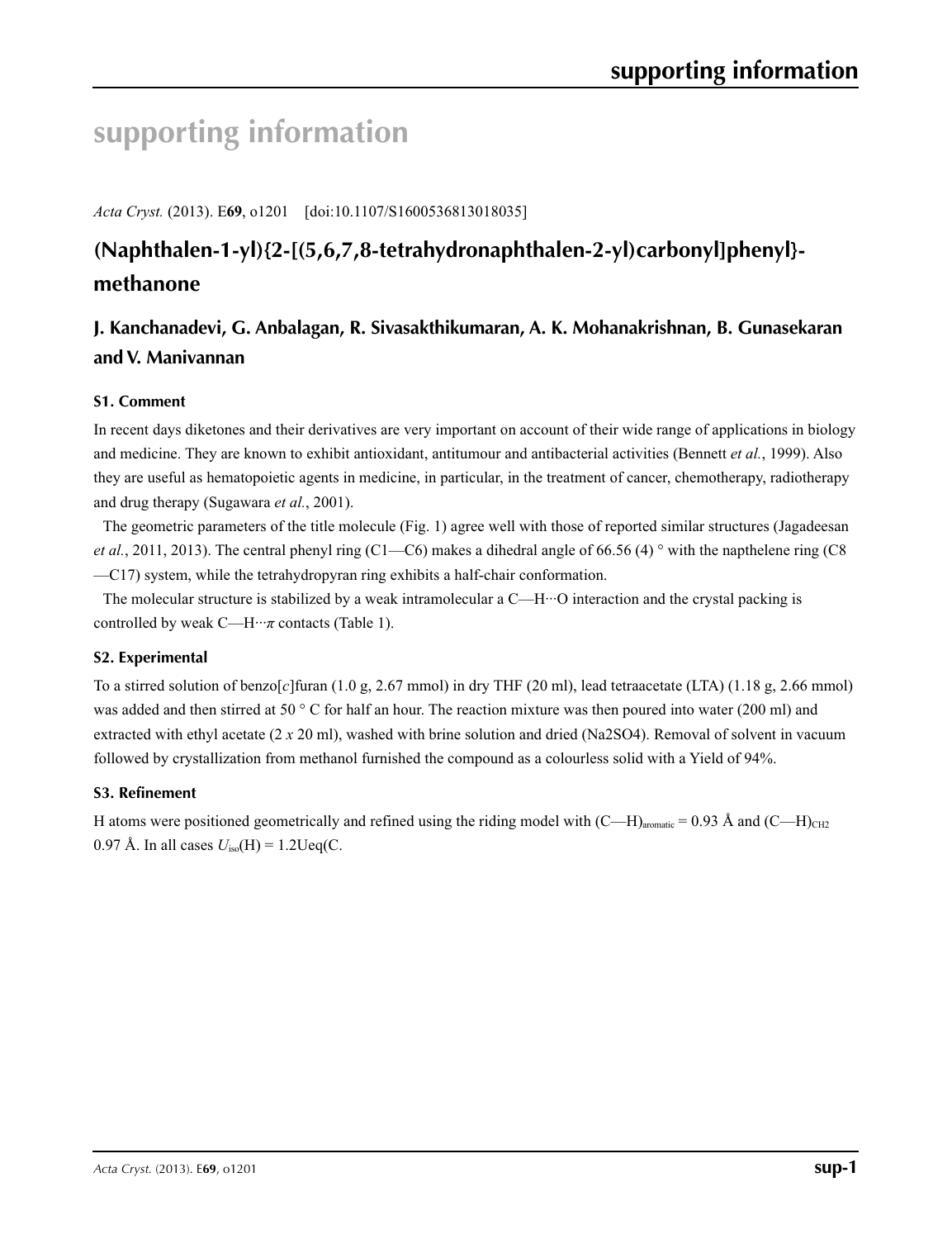# supporting information

*Acta Cryst.* (2013). E**69**, o1201 [doi:10.1107/S1600536813018035]

## (Naphthalen-1-yl){2-[(5,6,7,8-tetrahydronaphthalen-2-yl)carbonyl]phenyl}-methanone

### J. Kanchanadevi, G. Anbalagan, R. Sivasakthikumaran, A. K. Mohanakrishnan, B. Gunasekaran and V. Manivannan

#### S1. Comment

In recent days diketones and their derivatives are very important on account of their wide range of applications in biology and medicine. They are known to exhibit antioxidant, antitumour and antibacterial activities (Bennett *et al.*, 1999). Also they are useful as hematopoietic agents in medicine, in particular, in the treatment of cancer, chemotherapy, radiotherapy and drug therapy (Sugawara *et al.*, 2001).

The geometric parameters of the title molecule (Fig. 1) agree well with those of reported similar structures (Jagadeesan *et al.*, 2011, 2013). The central phenyl ring (C1—C6) makes a dihedral angle of 66.56 (4) ° with the napthelene ring (C8—C17) system, while the tetrahydropyran ring exhibits a half-chair conformation.

The molecular structure is stabilized by a weak intramolecular a C—H···O interaction and the crystal packing is controlled by weak C—H···*π* contacts (Table 1).

#### S2. Experimental

To a stirred solution of benzo[*c*]furan (1.0 g, 2.67 mmol) in dry THF (20 ml), lead tetraacetate (LTA) (1.18 g, 2.66 mmol) was added and then stirred at 50 ° C for half an hour. The reaction mixture was then poured into water (200 ml) and extracted with ethyl acetate (2 *x* 20 ml), washed with brine solution and dried (Na2SO4). Removal of solvent in vacuum followed by crystallization from methanol furnished the compound as a colourless solid with a Yield of 94%.

#### S3. Refinement

H atoms were positioned geometrically and refined using the riding model with $(C—H)_{aromatic}$ = 0.93 Å and $(C—H)_{CH2}$ 0.97 Å. In all cases $U_{iso}$(H) = 1.2Ueq(C.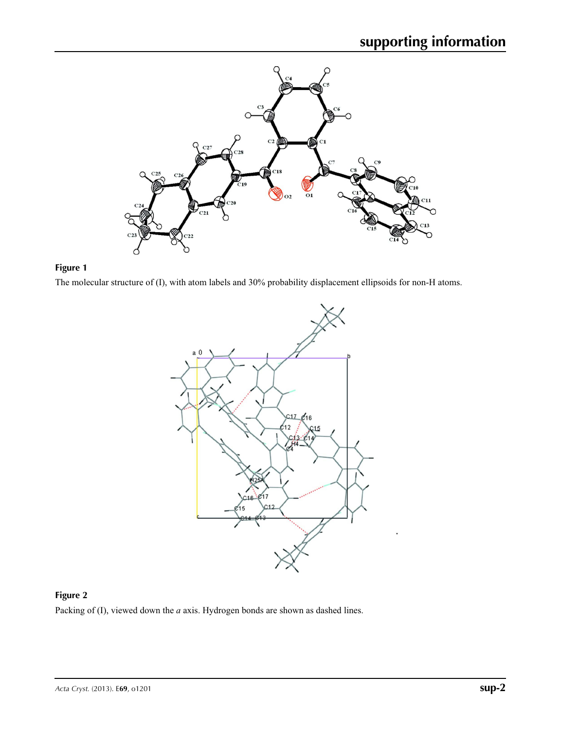**Figure 1**

The molecular structure of (I), with atom labels and 30% probability displacement ellipsoids for non-H atoms.

**Figure 2**

Packing of (I), viewed down the *a* axis. Hydrogen bonds are shown as dashed lines.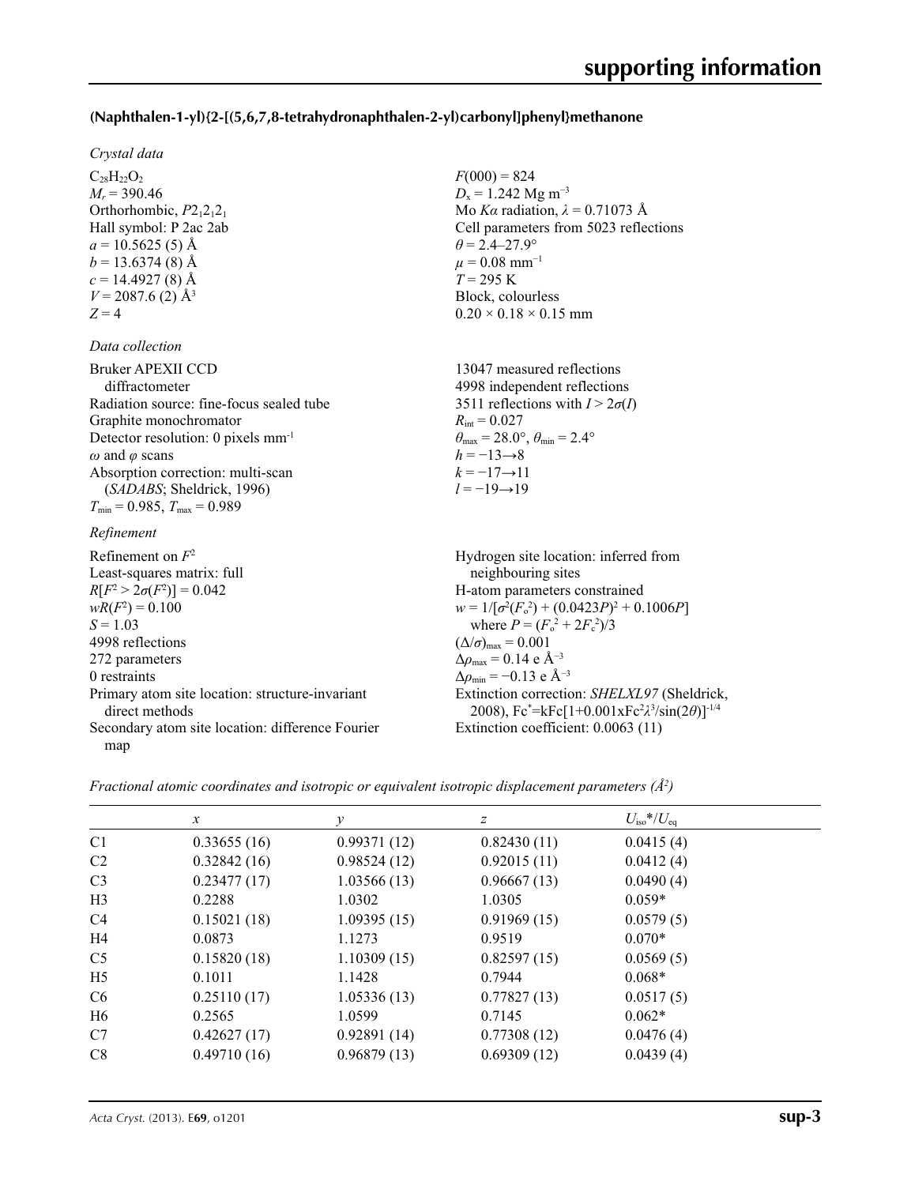### (Naphthalen-1-yl){2-[(5,6,7,8-tetrahydronaphthalen-2-yl)carbonyl]phenyl}methanone

*Crystal data*

$C_{28}H_{22}O_2$
$M_r = 390.46$
Orthorhombic, $P2_12_12_1$
Hall symbol: P 2ac 2ab
$a = 10.5625$ (5) Å
$b = 13.6374$ (8) Å
$c = 14.4927$ (8) Å
$V = 2087.6$ (2) Å$^3$
$Z = 4$

$F(000) = 824$
$D_x = 1.242$ Mg m$^{-3}$
Mo $K\alpha$ radiation, $\lambda = 0.71073$ Å
Cell parameters from 5023 reflections
$\theta = 2.4$–$27.9°$
$\mu = 0.08$ mm$^{-1}$
$T = 295$ K
Block, colourless
0.20 × 0.18 × 0.15 mm

*Data collection*

Bruker APEXII CCD diffractometer
Radiation source: fine-focus sealed tube
Graphite monochromator
Detector resolution: 0 pixels mm-1
$\omega$ and $\varphi$ scans
Absorption correction: multi-scan (*SADABS*; Sheldrick, 1996)
$T_{min} = 0.985$, $T_{max} = 0.989$

13047 measured reflections
4998 independent reflections
3511 reflections with $I > 2\sigma(I)$
$R_{int} = 0.027$
$\theta_{max} = 28.0°$, $\theta_{min} = 2.4°$
$h = -13 \rightarrow 8$
$k = -17 \rightarrow 11$
$l = -19 \rightarrow 19$

*Refinement*

Refinement on $F^2$
Least-squares matrix: full
$R[F^2 > 2\sigma(F^2)] = 0.042$
$wR(F^2) = 0.100$
$S = 1.03$
4998 reflections
272 parameters
0 restraints
Primary atom site location: structure-invariant direct methods
Secondary atom site location: difference Fourier map

Hydrogen site location: inferred from neighbouring sites
H-atom parameters constrained
$w = 1/[\sigma^2(F_o^2) + (0.0423P)^2 + 0.1006P]$ where $P = (F_o^2 + 2F_c^2)/3$
$(\Delta/\sigma)_{max} = 0.001$
$\Delta\rho_{max} = 0.14$ e Å$^{-3}$
$\Delta\rho_{min} = -0.13$ e Å$^{-3}$
Extinction correction: *SHELXL97* (Sheldrick, 2008), $Fc^*=kFc[1+0.001xFc^2\lambda^3/\sin(2\theta)]^{-1/4}$
Extinction coefficient: 0.0063 (11)

*Fractional atomic coordinates and isotropic or equivalent isotropic displacement parameters (Å$^2$)*

| | *x* | *y* | *z* | $U_{iso}$*/$U_{eq}$ |
|---|---|---|---|---|
| C1 | 0.33655 (16) | 0.99371 (12) | 0.82430 (11) | 0.0415 (4) |
| C2 | 0.32842 (16) | 0.98524 (12) | 0.92015 (11) | 0.0412 (4) |
| C3 | 0.23477 (17) | 1.03566 (13) | 0.96667 (13) | 0.0490 (4) |
| H3 | 0.2288 | 1.0302 | 1.0305 | 0.059* |
| C4 | 0.15021 (18) | 1.09395 (15) | 0.91969 (15) | 0.0579 (5) |
| H4 | 0.0873 | 1.1273 | 0.9519 | 0.070* |
| C5 | 0.15820 (18) | 1.10309 (15) | 0.82597 (15) | 0.0569 (5) |
| H5 | 0.1011 | 1.1428 | 0.7944 | 0.068* |
| C6 | 0.25110 (17) | 1.05336 (13) | 0.77827 (13) | 0.0517 (5) |
| H6 | 0.2565 | 1.0599 | 0.7145 | 0.062* |
| C7 | 0.42627 (17) | 0.92891 (14) | 0.77308 (12) | 0.0476 (4) |
| C8 | 0.49710 (16) | 0.96879 (13) | 0.69309 (12) | 0.0439 (4) |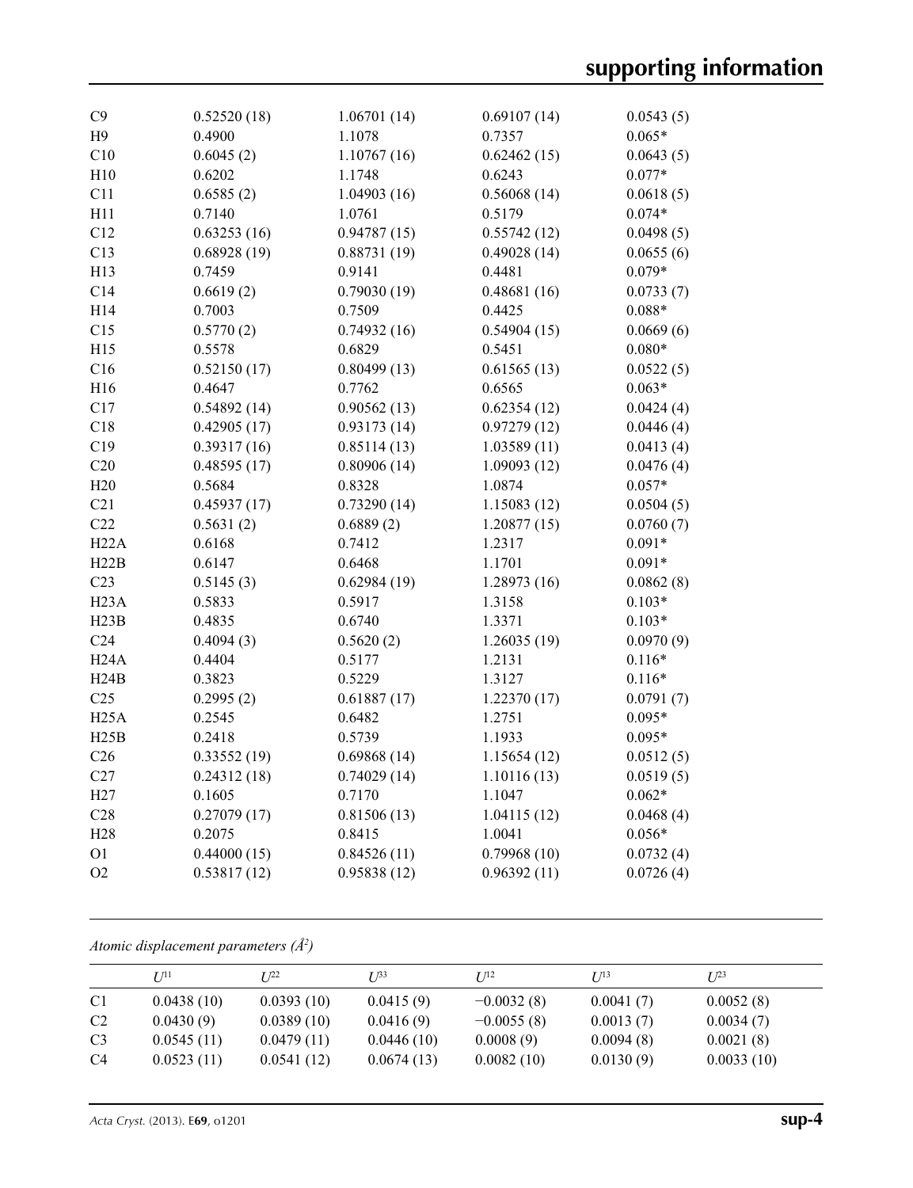| | | | | |
|---|---|---|---|---|
| C9 | 0.52520 (18) | 1.06701 (14) | 0.69107 (14) | 0.0543 (5) |
| H9 | 0.4900 | 1.1078 | 0.7357 | 0.065* |
| C10 | 0.6045 (2) | 1.10767 (16) | 0.62462 (15) | 0.0643 (5) |
| H10 | 0.6202 | 1.1748 | 0.6243 | 0.077* |
| C11 | 0.6585 (2) | 1.04903 (16) | 0.56068 (14) | 0.0618 (5) |
| H11 | 0.7140 | 1.0761 | 0.5179 | 0.074* |
| C12 | 0.63253 (16) | 0.94787 (15) | 0.55742 (12) | 0.0498 (5) |
| C13 | 0.68928 (19) | 0.88731 (19) | 0.49028 (14) | 0.0655 (6) |
| H13 | 0.7459 | 0.9141 | 0.4481 | 0.079* |
| C14 | 0.6619 (2) | 0.79030 (19) | 0.48681 (16) | 0.0733 (7) |
| H14 | 0.7003 | 0.7509 | 0.4425 | 0.088* |
| C15 | 0.5770 (2) | 0.74932 (16) | 0.54904 (15) | 0.0669 (6) |
| H15 | 0.5578 | 0.6829 | 0.5451 | 0.080* |
| C16 | 0.52150 (17) | 0.80499 (13) | 0.61565 (13) | 0.0522 (5) |
| H16 | 0.4647 | 0.7762 | 0.6565 | 0.063* |
| C17 | 0.54892 (14) | 0.90562 (13) | 0.62354 (12) | 0.0424 (4) |
| C18 | 0.42905 (17) | 0.93173 (14) | 0.97279 (12) | 0.0446 (4) |
| C19 | 0.39317 (16) | 0.85114 (13) | 1.03589 (11) | 0.0413 (4) |
| C20 | 0.48595 (17) | 0.80906 (14) | 1.09093 (12) | 0.0476 (4) |
| H20 | 0.5684 | 0.8328 | 1.0874 | 0.057* |
| C21 | 0.45937 (17) | 0.73290 (14) | 1.15083 (12) | 0.0504 (5) |
| C22 | 0.5631 (2) | 0.6889 (2) | 1.20877 (15) | 0.0760 (7) |
| H22A | 0.6168 | 0.7412 | 1.2317 | 0.091* |
| H22B | 0.6147 | 0.6468 | 1.1701 | 0.091* |
| C23 | 0.5145 (3) | 0.62984 (19) | 1.28973 (16) | 0.0862 (8) |
| H23A | 0.5833 | 0.5917 | 1.3158 | 0.103* |
| H23B | 0.4835 | 0.6740 | 1.3371 | 0.103* |
| C24 | 0.4094 (3) | 0.5620 (2) | 1.26035 (19) | 0.0970 (9) |
| H24A | 0.4404 | 0.5177 | 1.2131 | 0.116* |
| H24B | 0.3823 | 0.5229 | 1.3127 | 0.116* |
| C25 | 0.2995 (2) | 0.61887 (17) | 1.22370 (17) | 0.0791 (7) |
| H25A | 0.2545 | 0.6482 | 1.2751 | 0.095* |
| H25B | 0.2418 | 0.5739 | 1.1933 | 0.095* |
| C26 | 0.33552 (19) | 0.69868 (14) | 1.15654 (12) | 0.0512 (5) |
| C27 | 0.24312 (18) | 0.74029 (14) | 1.10116 (13) | 0.0519 (5) |
| H27 | 0.1605 | 0.7170 | 1.1047 | 0.062* |
| C28 | 0.27079 (17) | 0.81506 (13) | 1.04115 (12) | 0.0468 (4) |
| H28 | 0.2075 | 0.8415 | 1.0041 | 0.056* |
| O1 | 0.44000 (15) | 0.84526 (11) | 0.79968 (10) | 0.0732 (4) |
| O2 | 0.53817 (12) | 0.95838 (12) | 0.96392 (11) | 0.0726 (4) |

*Atomic displacement parameters (Å$^2$)*

| | $U^{11}$ | $U^{22}$ | $U^{33}$ | $U^{12}$ | $U^{13}$ | $U^{23}$ |
|---|---|---|---|---|---|---|
| C1 | 0.0438 (10) | 0.0393 (10) | 0.0415 (9) | −0.0032 (8) | 0.0041 (7) | 0.0052 (8) |
| C2 | 0.0430 (9) | 0.0389 (10) | 0.0416 (9) | −0.0055 (8) | 0.0013 (7) | 0.0034 (7) |
| C3 | 0.0545 (11) | 0.0479 (11) | 0.0446 (10) | 0.0008 (9) | 0.0094 (8) | 0.0021 (8) |
| C4 | 0.0523 (11) | 0.0541 (12) | 0.0674 (13) | 0.0082 (10) | 0.0130 (9) | 0.0033 (10) |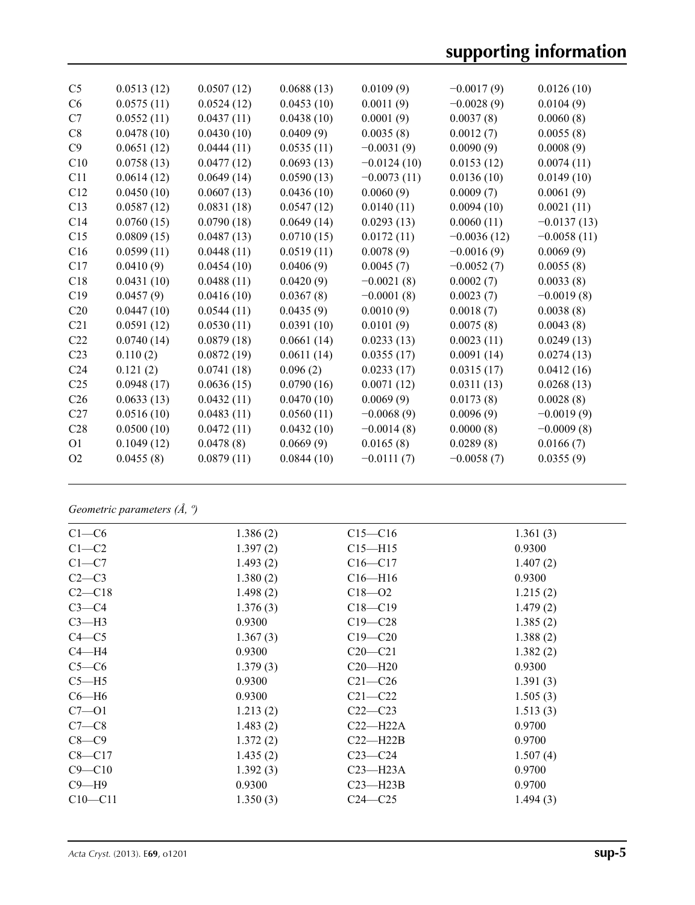| | | | | | | |
|---|---|---|---|---|---|---|
| C5 | 0.0513 (12) | 0.0507 (12) | 0.0688 (13) | 0.0109 (9) | −0.0017 (9) | 0.0126 (10) |
| C6 | 0.0575 (11) | 0.0524 (12) | 0.0453 (10) | 0.0011 (9) | −0.0028 (9) | 0.0104 (9) |
| C7 | 0.0552 (11) | 0.0437 (11) | 0.0438 (10) | 0.0001 (9) | 0.0037 (8) | 0.0060 (8) |
| C8 | 0.0478 (10) | 0.0430 (10) | 0.0409 (9) | 0.0035 (8) | 0.0012 (7) | 0.0055 (8) |
| C9 | 0.0651 (12) | 0.0444 (11) | 0.0535 (11) | −0.0031 (9) | 0.0090 (9) | 0.0008 (9) |
| C10 | 0.0758 (13) | 0.0477 (12) | 0.0693 (13) | −0.0124 (10) | 0.0153 (12) | 0.0074 (11) |
| C11 | 0.0614 (12) | 0.0649 (14) | 0.0590 (13) | −0.0073 (11) | 0.0136 (10) | 0.0149 (10) |
| C12 | 0.0450 (10) | 0.0607 (13) | 0.0436 (10) | 0.0060 (9) | 0.0009 (7) | 0.0061 (9) |
| C13 | 0.0587 (12) | 0.0831 (18) | 0.0547 (12) | 0.0140 (11) | 0.0094 (10) | 0.0021 (11) |
| C14 | 0.0760 (15) | 0.0790 (18) | 0.0649 (14) | 0.0293 (13) | 0.0060 (11) | −0.0137 (13) |
| C15 | 0.0809 (15) | 0.0487 (13) | 0.0710 (15) | 0.0172 (11) | −0.0036 (12) | −0.0058 (11) |
| C16 | 0.0599 (11) | 0.0448 (11) | 0.0519 (11) | 0.0078 (9) | −0.0016 (9) | 0.0069 (9) |
| C17 | 0.0410 (9) | 0.0454 (10) | 0.0406 (9) | 0.0045 (7) | −0.0052 (7) | 0.0055 (8) |
| C18 | 0.0431 (10) | 0.0488 (11) | 0.0420 (9) | −0.0021 (8) | 0.0002 (7) | 0.0033 (8) |
| C19 | 0.0457 (9) | 0.0416 (10) | 0.0367 (8) | −0.0001 (8) | 0.0023 (7) | −0.0019 (8) |
| C20 | 0.0447 (10) | 0.0544 (11) | 0.0435 (9) | 0.0010 (9) | 0.0018 (7) | 0.0038 (8) |
| C21 | 0.0591 (12) | 0.0530 (11) | 0.0391 (10) | 0.0101 (9) | 0.0075 (8) | 0.0043 (8) |
| C22 | 0.0740 (14) | 0.0879 (18) | 0.0661 (14) | 0.0233 (13) | 0.0023 (11) | 0.0249 (13) |
| C23 | 0.110 (2) | 0.0872 (19) | 0.0611 (14) | 0.0355 (17) | 0.0091 (14) | 0.0274 (13) |
| C24 | 0.121 (2) | 0.0741 (18) | 0.096 (2) | 0.0233 (17) | 0.0315 (17) | 0.0412 (16) |
| C25 | 0.0948 (17) | 0.0636 (15) | 0.0790 (16) | 0.0071 (12) | 0.0311 (13) | 0.0268 (13) |
| C26 | 0.0633 (13) | 0.0432 (11) | 0.0470 (10) | 0.0069 (9) | 0.0173 (8) | 0.0028 (8) |
| C27 | 0.0516 (10) | 0.0483 (11) | 0.0560 (11) | −0.0068 (9) | 0.0096 (9) | −0.0019 (9) |
| C28 | 0.0500 (10) | 0.0472 (11) | 0.0432 (10) | −0.0014 (8) | 0.0000 (8) | −0.0009 (8) |
| O1 | 0.1049 (12) | 0.0478 (8) | 0.0669 (9) | 0.0165 (8) | 0.0289 (8) | 0.0166 (7) |
| O2 | 0.0455 (8) | 0.0879 (11) | 0.0844 (10) | −0.0111 (7) | −0.0058 (7) | 0.0355 (9) |

*Geometric parameters (Å, º)*

| | | | |
|---|---|---|---|
| C1—C6 | 1.386 (2) | C15—C16 | 1.361 (3) |
| C1—C2 | 1.397 (2) | C15—H15 | 0.9300 |
| C1—C7 | 1.493 (2) | C16—C17 | 1.407 (2) |
| C2—C3 | 1.380 (2) | C16—H16 | 0.9300 |
| C2—C18 | 1.498 (2) | C18—O2 | 1.215 (2) |
| C3—C4 | 1.376 (3) | C18—C19 | 1.479 (2) |
| C3—H3 | 0.9300 | C19—C28 | 1.385 (2) |
| C4—C5 | 1.367 (3) | C19—C20 | 1.388 (2) |
| C4—H4 | 0.9300 | C20—C21 | 1.382 (2) |
| C5—C6 | 1.379 (3) | C20—H20 | 0.9300 |
| C5—H5 | 0.9300 | C21—C26 | 1.391 (3) |
| C6—H6 | 0.9300 | C21—C22 | 1.505 (3) |
| C7—O1 | 1.213 (2) | C22—C23 | 1.513 (3) |
| C7—C8 | 1.483 (2) | C22—H22A | 0.9700 |
| C8—C9 | 1.372 (2) | C22—H22B | 0.9700 |
| C8—C17 | 1.435 (2) | C23—C24 | 1.507 (4) |
| C9—C10 | 1.392 (3) | C23—H23A | 0.9700 |
| C9—H9 | 0.9300 | C23—H23B | 0.9700 |
| C10—C11 | 1.350 (3) | C24—C25 | 1.494 (3) |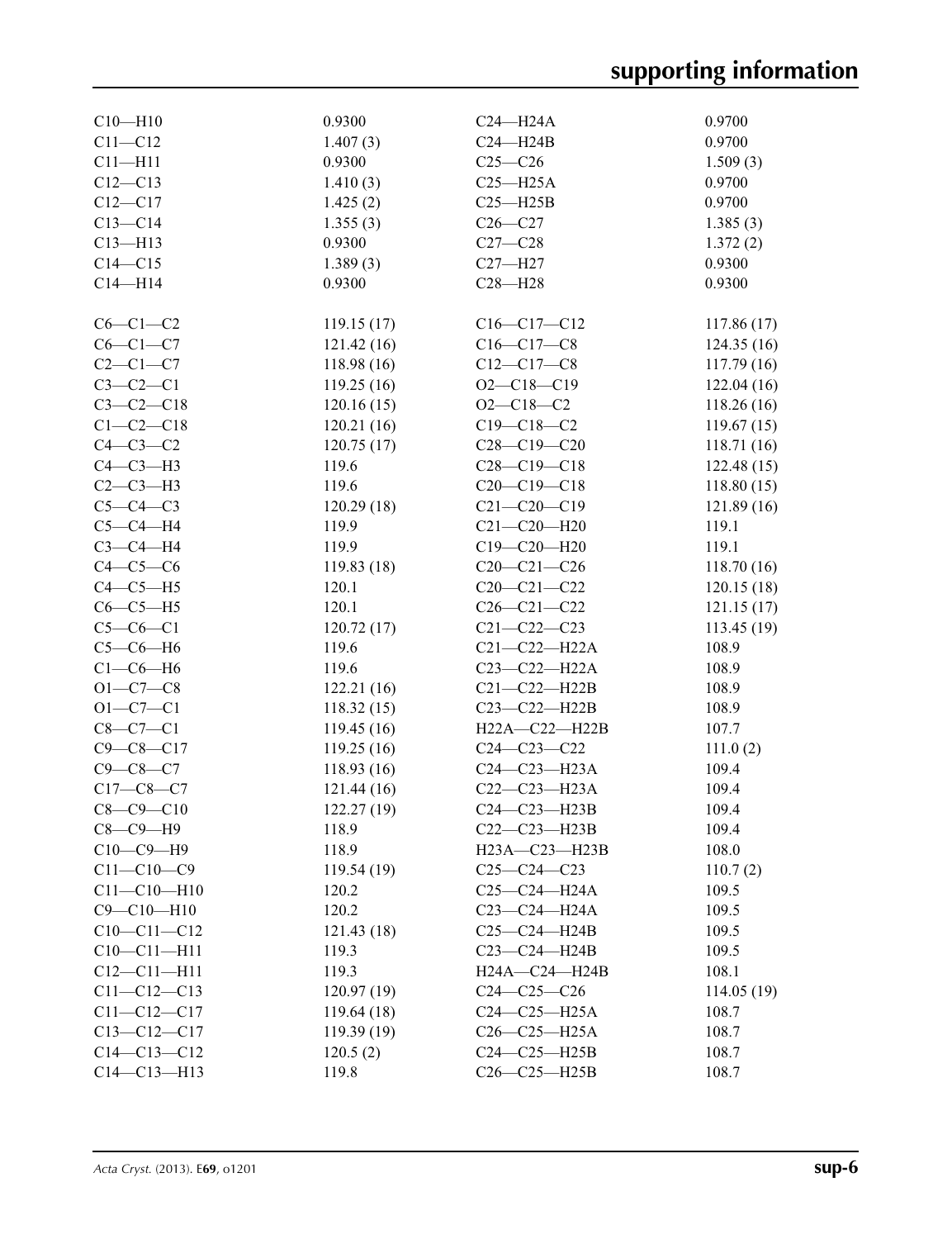| | | | |
|---|---|---|---|
| C10—H10 | 0.9300 | C24—H24A | 0.9700 |
| C11—C12 | 1.407 (3) | C24—H24B | 0.9700 |
| C11—H11 | 0.9300 | C25—C26 | 1.509 (3) |
| C12—C13 | 1.410 (3) | C25—H25A | 0.9700 |
| C12—C17 | 1.425 (2) | C25—H25B | 0.9700 |
| C13—C14 | 1.355 (3) | C26—C27 | 1.385 (3) |
| C13—H13 | 0.9300 | C27—C28 | 1.372 (2) |
| C14—C15 | 1.389 (3) | C27—H27 | 0.9300 |
| C14—H14 | 0.9300 | C28—H28 | 0.9300 |
| | | | |
| C6—C1—C2 | 119.15 (17) | C16—C17—C12 | 117.86 (17) |
| C6—C1—C7 | 121.42 (16) | C16—C17—C8 | 124.35 (16) |
| C2—C1—C7 | 118.98 (16) | C12—C17—C8 | 117.79 (16) |
| C3—C2—C1 | 119.25 (16) | O2—C18—C19 | 122.04 (16) |
| C3—C2—C18 | 120.16 (15) | O2—C18—C2 | 118.26 (16) |
| C1—C2—C18 | 120.21 (16) | C19—C18—C2 | 119.67 (15) |
| C4—C3—C2 | 120.75 (17) | C28—C19—C20 | 118.71 (16) |
| C4—C3—H3 | 119.6 | C28—C19—C18 | 122.48 (15) |
| C2—C3—H3 | 119.6 | C20—C19—C18 | 118.80 (15) |
| C5—C4—C3 | 120.29 (18) | C21—C20—C19 | 121.89 (16) |
| C5—C4—H4 | 119.9 | C21—C20—H20 | 119.1 |
| C3—C4—H4 | 119.9 | C19—C20—H20 | 119.1 |
| C4—C5—C6 | 119.83 (18) | C20—C21—C26 | 118.70 (16) |
| C4—C5—H5 | 120.1 | C20—C21—C22 | 120.15 (18) |
| C6—C5—H5 | 120.1 | C26—C21—C22 | 121.15 (17) |
| C5—C6—C1 | 120.72 (17) | C21—C22—C23 | 113.45 (19) |
| C5—C6—H6 | 119.6 | C21—C22—H22A | 108.9 |
| C1—C6—H6 | 119.6 | C23—C22—H22A | 108.9 |
| O1—C7—C8 | 122.21 (16) | C21—C22—H22B | 108.9 |
| O1—C7—C1 | 118.32 (15) | C23—C22—H22B | 108.9 |
| C8—C7—C1 | 119.45 (16) | H22A—C22—H22B | 107.7 |
| C9—C8—C17 | 119.25 (16) | C24—C23—C22 | 111.0 (2) |
| C9—C8—C7 | 118.93 (16) | C24—C23—H23A | 109.4 |
| C17—C8—C7 | 121.44 (16) | C22—C23—H23A | 109.4 |
| C8—C9—C10 | 122.27 (19) | C24—C23—H23B | 109.4 |
| C8—C9—H9 | 118.9 | C22—C23—H23B | 109.4 |
| C10—C9—H9 | 118.9 | H23A—C23—H23B | 108.0 |
| C11—C10—C9 | 119.54 (19) | C25—C24—C23 | 110.7 (2) |
| C11—C10—H10 | 120.2 | C25—C24—H24A | 109.5 |
| C9—C10—H10 | 120.2 | C23—C24—H24A | 109.5 |
| C10—C11—C12 | 121.43 (18) | C25—C24—H24B | 109.5 |
| C10—C11—H11 | 119.3 | C23—C24—H24B | 109.5 |
| C12—C11—H11 | 119.3 | H24A—C24—H24B | 108.1 |
| C11—C12—C13 | 120.97 (19) | C24—C25—C26 | 114.05 (19) |
| C11—C12—C17 | 119.64 (18) | C24—C25—H25A | 108.7 |
| C13—C12—C17 | 119.39 (19) | C26—C25—H25A | 108.7 |
| C14—C13—C12 | 120.5 (2) | C24—C25—H25B | 108.7 |
| C14—C13—H13 | 119.8 | C26—C25—H25B | 108.7 |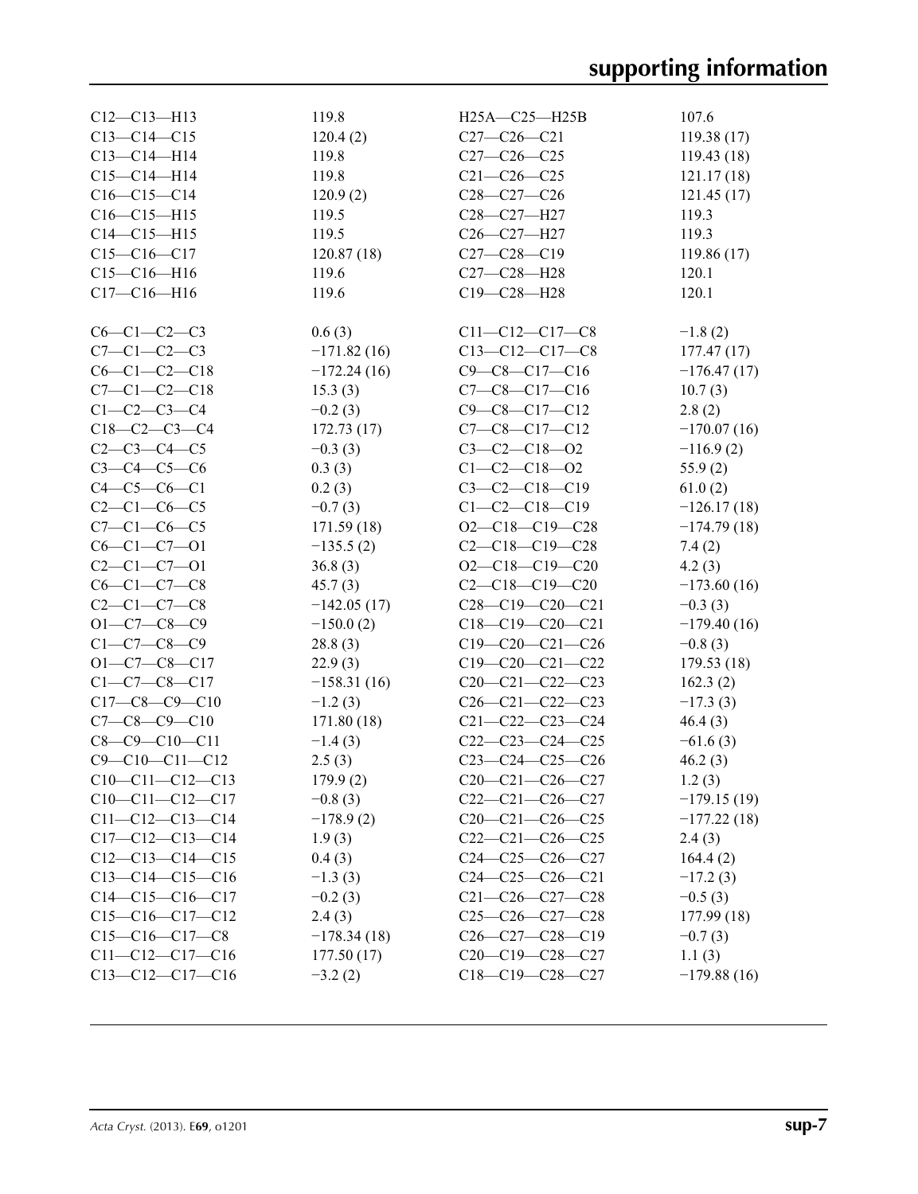| | | | |
|---|---|---|---|
| C12—C13—H13 | 119.8 | H25A—C25—H25B | 107.6 |
| C13—C14—C15 | 120.4 (2) | C27—C26—C21 | 119.38 (17) |
| C13—C14—H14 | 119.8 | C27—C26—C25 | 119.43 (18) |
| C15—C14—H14 | 119.8 | C21—C26—C25 | 121.17 (18) |
| C16—C15—C14 | 120.9 (2) | C28—C27—C26 | 121.45 (17) |
| C16—C15—H15 | 119.5 | C28—C27—H27 | 119.3 |
| C14—C15—H15 | 119.5 | C26—C27—H27 | 119.3 |
| C15—C16—C17 | 120.87 (18) | C27—C28—C19 | 119.86 (17) |
| C15—C16—H16 | 119.6 | C27—C28—H28 | 120.1 |
| C17—C16—H16 | 119.6 | C19—C28—H28 | 120.1 |

| | | | |
|---|---|---|---|
| C6—C1—C2—C3 | 0.6 (3) | C11—C12—C17—C8 | −1.8 (2) |
| C7—C1—C2—C3 | −171.82 (16) | C13—C12—C17—C8 | 177.47 (17) |
| C6—C1—C2—C18 | −172.24 (16) | C9—C8—C17—C16 | −176.47 (17) |
| C7—C1—C2—C18 | 15.3 (3) | C7—C8—C17—C16 | 10.7 (3) |
| C1—C2—C3—C4 | −0.2 (3) | C9—C8—C17—C12 | 2.8 (2) |
| C18—C2—C3—C4 | 172.73 (17) | C7—C8—C17—C12 | −170.07 (16) |
| C2—C3—C4—C5 | −0.3 (3) | C3—C2—C18—O2 | −116.9 (2) |
| C3—C4—C5—C6 | 0.3 (3) | C1—C2—C18—O2 | 55.9 (2) |
| C4—C5—C6—C1 | 0.2 (3) | C3—C2—C18—C19 | 61.0 (2) |
| C2—C1—C6—C5 | −0.7 (3) | C1—C2—C18—C19 | −126.17 (18) |
| C7—C1—C6—C5 | 171.59 (18) | O2—C18—C19—C28 | −174.79 (18) |
| C6—C1—C7—O1 | −135.5 (2) | C2—C18—C19—C28 | 7.4 (2) |
| C2—C1—C7—O1 | 36.8 (3) | O2—C18—C19—C20 | 4.2 (3) |
| C6—C1—C7—C8 | 45.7 (3) | C2—C18—C19—C20 | −173.60 (16) |
| C2—C1—C7—C8 | −142.05 (17) | C28—C19—C20—C21 | −0.3 (3) |
| O1—C7—C8—C9 | −150.0 (2) | C18—C19—C20—C21 | −179.40 (16) |
| C1—C7—C8—C9 | 28.8 (3) | C19—C20—C21—C26 | −0.8 (3) |
| O1—C7—C8—C17 | 22.9 (3) | C19—C20—C21—C22 | 179.53 (18) |
| C1—C7—C8—C17 | −158.31 (16) | C20—C21—C22—C23 | 162.3 (2) |
| C17—C8—C9—C10 | −1.2 (3) | C26—C21—C22—C23 | −17.3 (3) |
| C7—C8—C9—C10 | 171.80 (18) | C21—C22—C23—C24 | 46.4 (3) |
| C8—C9—C10—C11 | −1.4 (3) | C22—C23—C24—C25 | −61.6 (3) |
| C9—C10—C11—C12 | 2.5 (3) | C23—C24—C25—C26 | 46.2 (3) |
| C10—C11—C12—C13 | 179.9 (2) | C20—C21—C26—C27 | 1.2 (3) |
| C10—C11—C12—C17 | −0.8 (3) | C22—C21—C26—C27 | −179.15 (19) |
| C11—C12—C13—C14 | −178.9 (2) | C20—C21—C26—C25 | −177.22 (18) |
| C17—C12—C13—C14 | 1.9 (3) | C22—C21—C26—C25 | 2.4 (3) |
| C12—C13—C14—C15 | 0.4 (3) | C24—C25—C26—C27 | 164.4 (2) |
| C13—C14—C15—C16 | −1.3 (3) | C24—C25—C26—C21 | −17.2 (3) |
| C14—C15—C16—C17 | −0.2 (3) | C21—C26—C27—C28 | −0.5 (3) |
| C15—C16—C17—C12 | 2.4 (3) | C25—C26—C27—C28 | 177.99 (18) |
| C15—C16—C17—C8 | −178.34 (18) | C26—C27—C28—C19 | −0.7 (3) |
| C11—C12—C17—C16 | 177.50 (17) | C20—C19—C28—C27 | 1.1 (3) |
| C13—C12—C17—C16 | −3.2 (2) | C18—C19—C28—C27 | −179.88 (16) |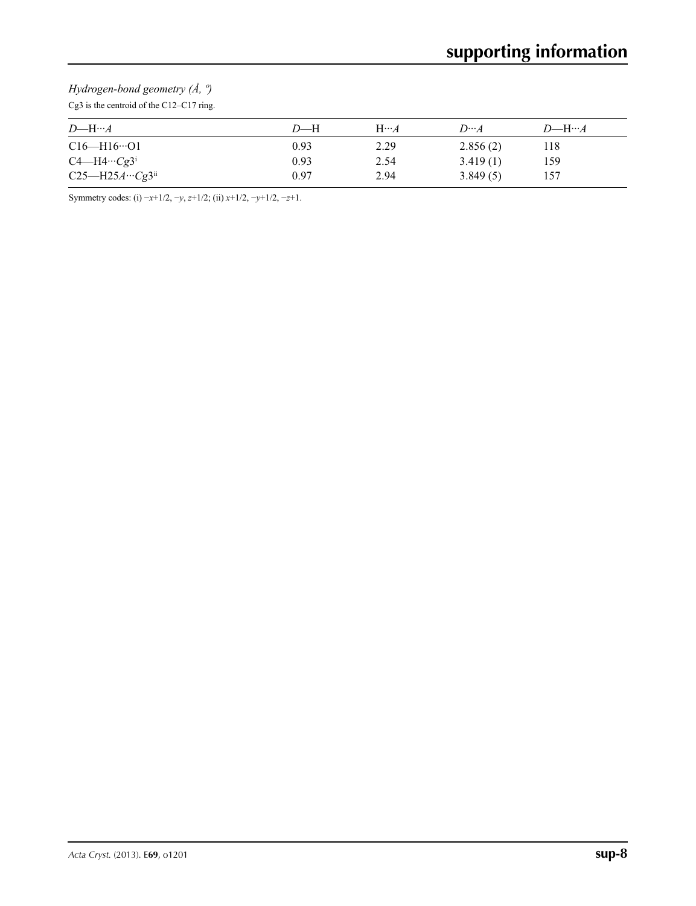*Hydrogen-bond geometry (Å, º)*

Cg3 is the centroid of the C12–C17 ring.

| *D*—H···*A* | *D*—H | H···*A* | *D*···*A* | *D*—H···*A* |
|---|---|---|---|---|
| C16—H16···O1 | 0.93 | 2.29 | 2.856 (2) | 118 |
| C4—H4···*Cg*3$^{i}$ | 0.93 | 2.54 | 3.419 (1) | 159 |
| C25—H25*A*···*Cg*3$^{ii}$ | 0.97 | 2.94 | 3.849 (5) | 157 |

Symmetry codes: (i) $-x+1/2, -y, z+1/2$; (ii) $x+1/2, -y+1/2, -z+1$.